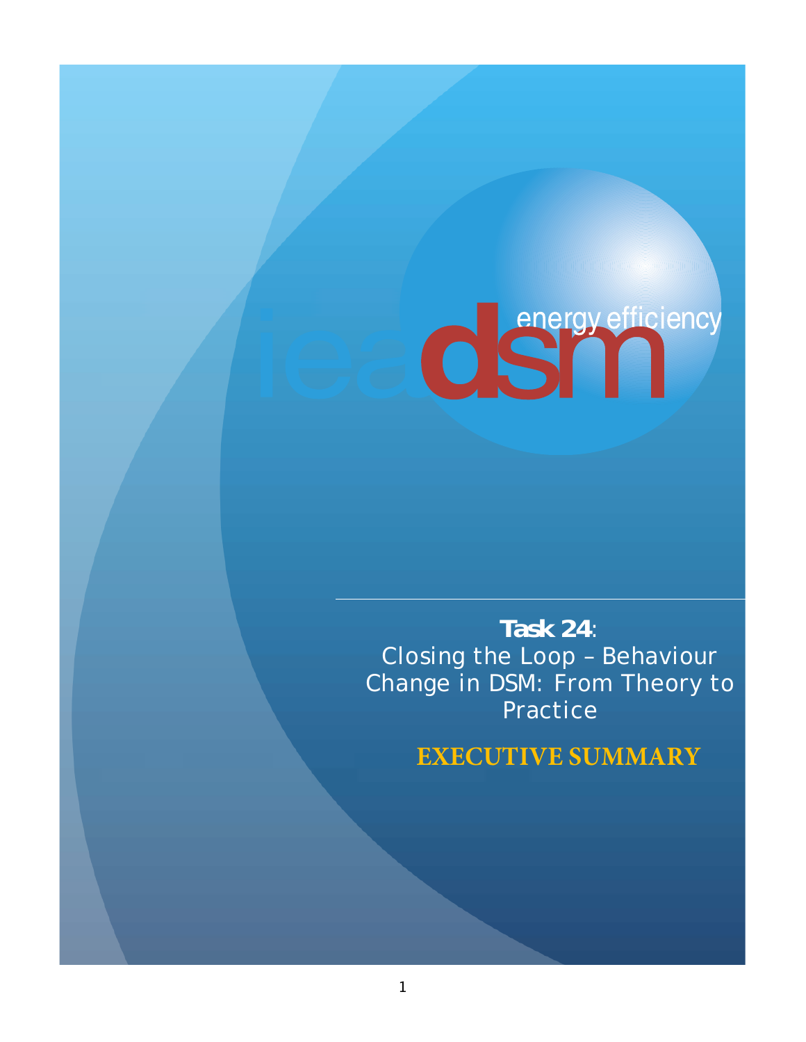iea dsm energy efficiency

**Task 24**:
Closing the Loop – Behaviour Change in DSM: From Theory to Practice

# EXECUTIVE SUMMARY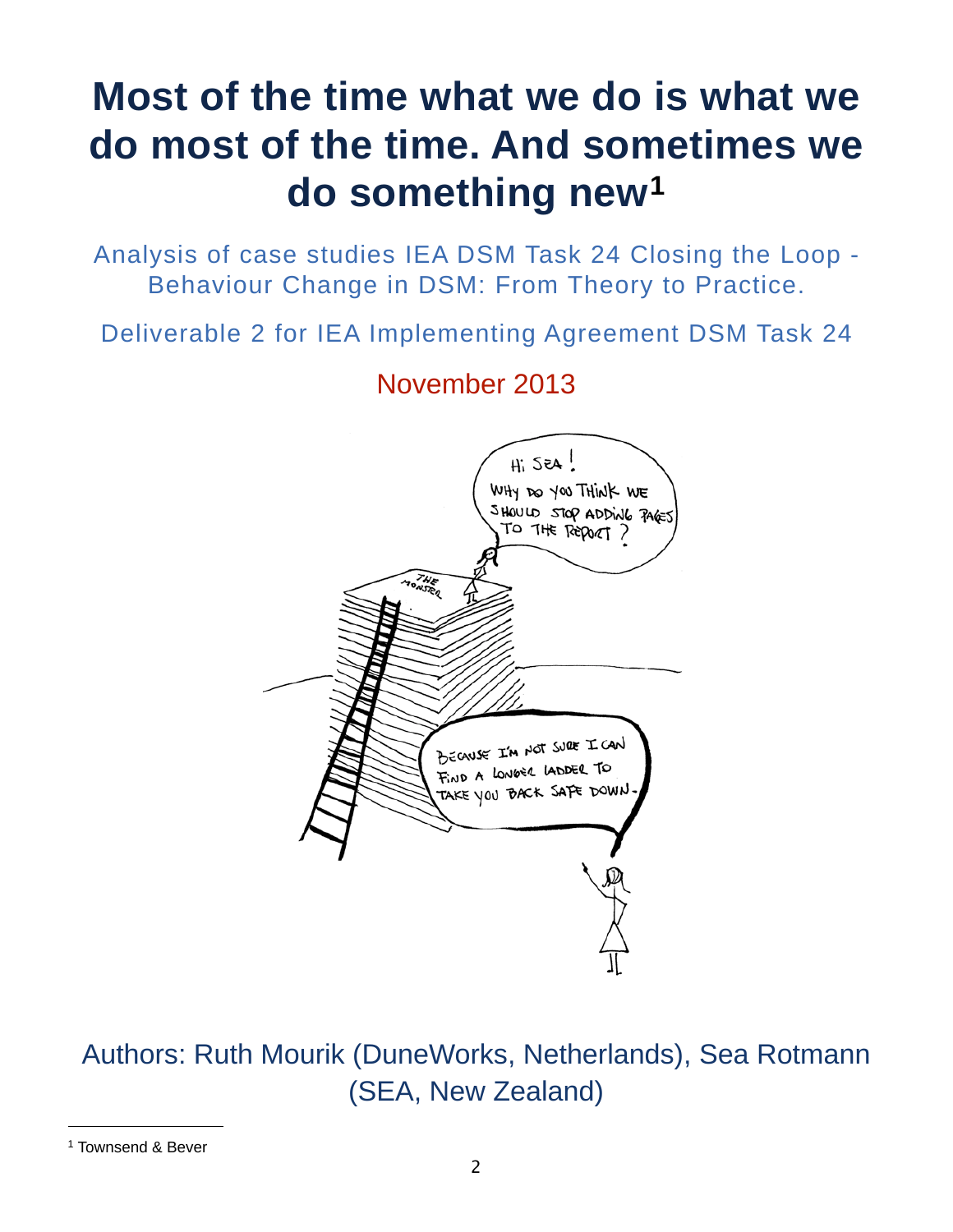# Most of the time what we do is what we do most of the time. And sometimes we do something new[1]

Analysis of case studies IEA DSM Task 24 Closing the Loop - Behaviour Change in DSM: From Theory to Practice.

Deliverable 2 for IEA Implementing Agreement DSM Task 24

November 2013

Authors: Ruth Mourik (DuneWorks, Netherlands), Sea Rotmann (SEA, New Zealand)

[1] Townsend & Bever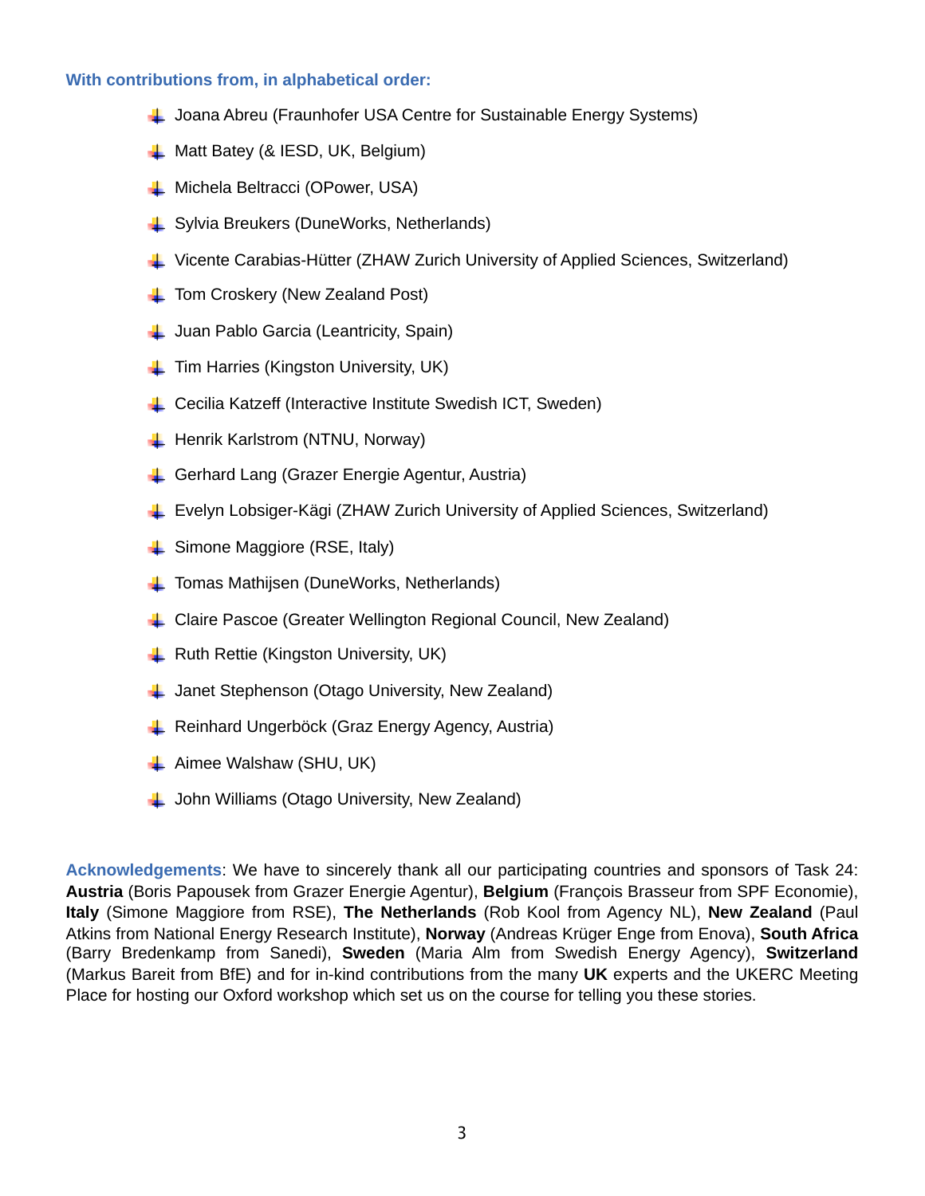**With contributions from, in alphabetical order:**

- Joana Abreu (Fraunhofer USA Centre for Sustainable Energy Systems)
- Matt Batey (& IESD, UK, Belgium)
- Michela Beltracci (OPower, USA)
- Sylvia Breukers (DuneWorks, Netherlands)
- Vicente Carabias-Hütter (ZHAW Zurich University of Applied Sciences, Switzerland)
- Tom Croskery (New Zealand Post)
- Juan Pablo Garcia (Leantricity, Spain)
- Tim Harries (Kingston University, UK)
- Cecilia Katzeff (Interactive Institute Swedish ICT, Sweden)
- Henrik Karlstrom (NTNU, Norway)
- Gerhard Lang (Grazer Energie Agentur, Austria)
- Evelyn Lobsiger-Kägi (ZHAW Zurich University of Applied Sciences, Switzerland)
- Simone Maggiore (RSE, Italy)
- Tomas Mathijsen (DuneWorks, Netherlands)
- Claire Pascoe (Greater Wellington Regional Council, New Zealand)
- Ruth Rettie (Kingston University, UK)
- Janet Stephenson (Otago University, New Zealand)
- Reinhard Ungerböck (Graz Energy Agency, Austria)
- Aimee Walshaw (SHU, UK)
- John Williams (Otago University, New Zealand)

**Acknowledgements**: We have to sincerely thank all our participating countries and sponsors of Task 24: **Austria** (Boris Papousek from Grazer Energie Agentur), **Belgium** (François Brasseur from SPF Economie), **Italy** (Simone Maggiore from RSE), **The Netherlands** (Rob Kool from Agency NL), **New Zealand** (Paul Atkins from National Energy Research Institute), **Norway** (Andreas Krüger Enge from Enova), **South Africa** (Barry Bredenkamp from Sanedi), **Sweden** (Maria Alm from Swedish Energy Agency), **Switzerland** (Markus Bareit from BfE) and for in-kind contributions from the many **UK** experts and the UKERC Meeting Place for hosting our Oxford workshop which set us on the course for telling you these stories.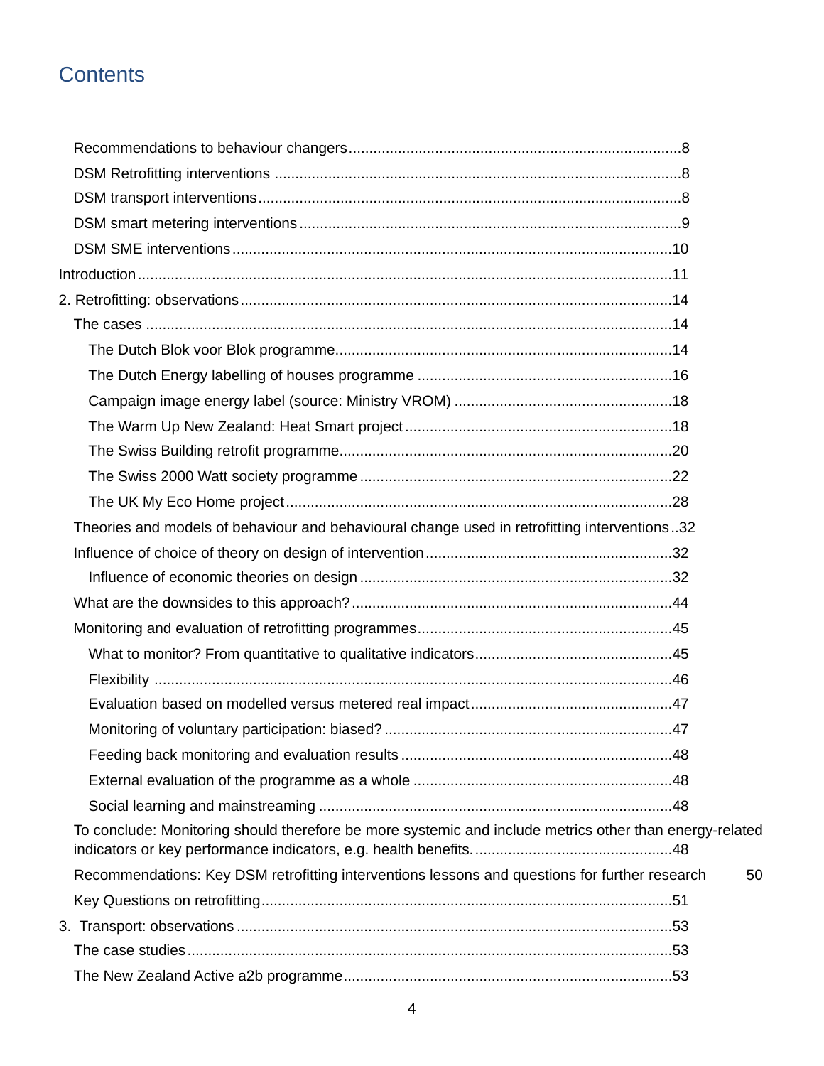# Contents

- Recommendations to behaviour changers ... 8
- DSM Retrofitting interventions ... 8
- DSM transport interventions ... 8
- DSM smart metering interventions ... 9
- DSM SME interventions ... 10

Introduction ... 11

2. Retrofitting: observations ... 14
   - The cases ... 14
     - The Dutch Blok voor Blok programme ... 14
     - The Dutch Energy labelling of houses programme ... 16
     - Campaign image energy label (source: Ministry VROM) ... 18
     - The Warm Up New Zealand: Heat Smart project ... 18
     - The Swiss Building retrofit programme ... 20
     - The Swiss 2000 Watt society programme ... 22
     - The UK My Eco Home project ... 28
   - Theories and models of behaviour and behavioural change used in retrofitting interventions ... 32
   - Influence of choice of theory on design of intervention ... 32
     - Influence of economic theories on design ... 32
   - What are the downsides to this approach? ... 44
   - Monitoring and evaluation of retrofitting programmes ... 45
     - What to monitor? From quantitative to qualitative indicators ... 45
     - Flexibility ... 46
     - Evaluation based on modelled versus metered real impact ... 47
     - Monitoring of voluntary participation: biased? ... 47
     - Feeding back monitoring and evaluation results ... 48
     - External evaluation of the programme as a whole ... 48
     - Social learning and mainstreaming ... 48
   - To conclude: Monitoring should therefore be more systemic and include metrics other than energy-related indicators or key performance indicators, e.g. health benefits. ... 48
   - Recommendations: Key DSM retrofitting interventions lessons and questions for further research ... 50
   - Key Questions on retrofitting ... 51

3. Transport: observations ... 53
   - The case studies ... 53
   - The New Zealand Active a2b programme ... 53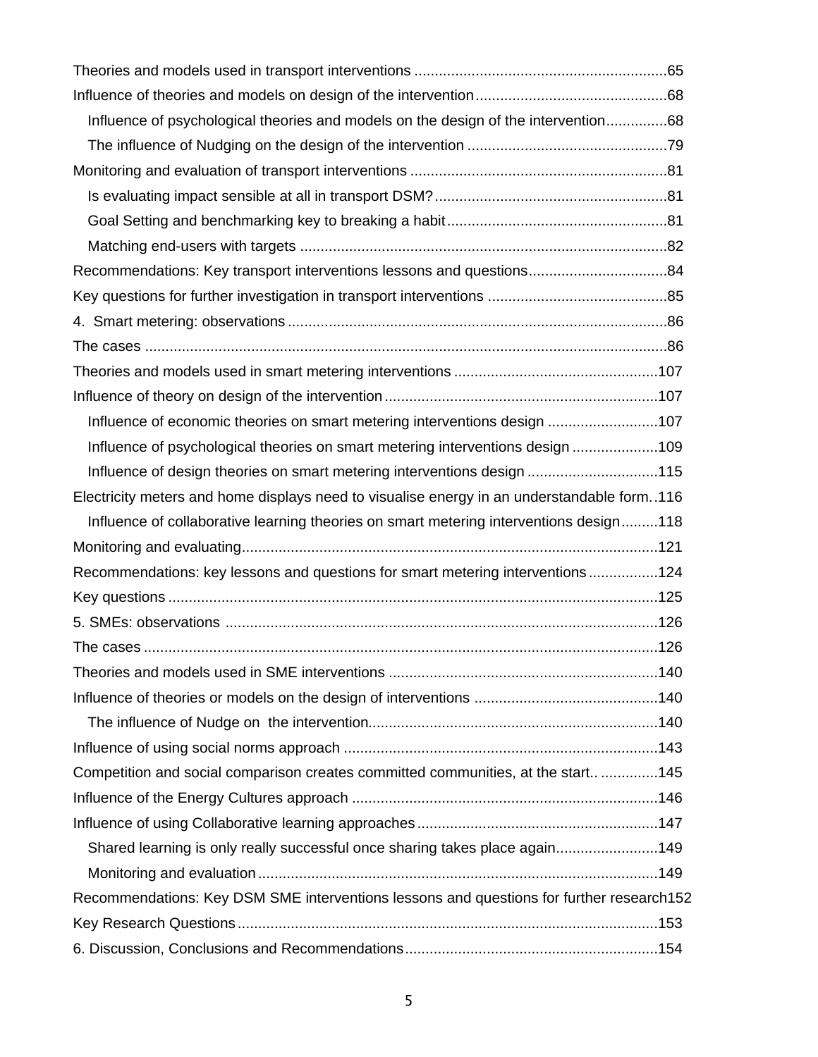Theories and models used in transport interventions ............................................................65

Influence of theories and models on design of the intervention..............................................68

Influence of psychological theories and models on the design of the intervention...............68

The influence of Nudging on the design of the intervention ................................................79

Monitoring and evaluation of transport interventions ..............................................................81

Is evaluating impact sensible at all in transport DSM?.........................................................81

Goal Setting and benchmarking key to breaking a habit......................................................81

Matching end-users with targets .........................................................................................82

Recommendations: Key transport interventions lessons and questions..................................84

Key questions for further investigation in transport interventions ............................................85

4. Smart metering: observations ............................................................................................86

The cases ...............................................................................................................................86

Theories and models used in smart metering interventions .................................................107

Influence of theory on design of the intervention..................................................................107

Influence of economic theories on smart metering interventions design ...........................107

Influence of psychological theories on smart metering interventions design .....................109

Influence of design theories on smart metering interventions design ................................115

Electricity meters and home displays need to visualise energy in an understandable form..116

Influence of collaborative learning theories on smart metering interventions design.........118

Monitoring and evaluating.....................................................................................................121

Recommendations: key lessons and questions for smart metering interventions.................124

Key questions .......................................................................................................................125

5. SMEs: observations .........................................................................................................126

The cases .............................................................................................................................126

Theories and models used in SME interventions .................................................................140

Influence of theories or models on the design of interventions ............................................140

The influence of Nudge on the intervention......................................................................140

Influence of using social norms approach ............................................................................143

Competition and social comparison creates committed communities, at the start.. ..............145

Influence of the Energy Cultures approach ..........................................................................146

Influence of using Collaborative learning approaches...........................................................147

Shared learning is only really successful once sharing takes place again.........................149

Monitoring and evaluation..................................................................................................149

Recommendations: Key DSM SME interventions lessons and questions for further research152

Key Research Questions ......................................................................................................153

6. Discussion, Conclusions and Recommendations.............................................................154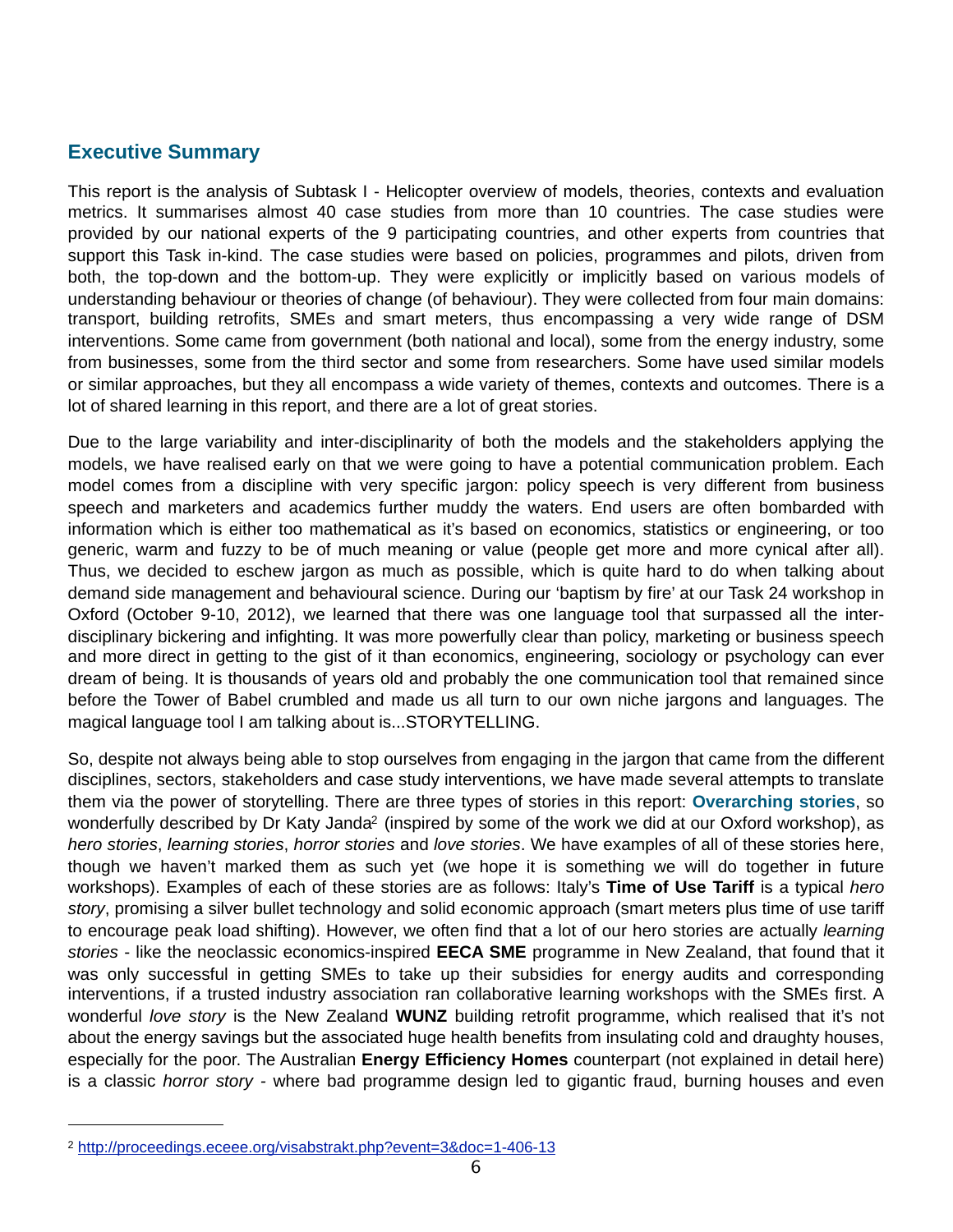## Executive Summary

This report is the analysis of Subtask I - Helicopter overview of models, theories, contexts and evaluation metrics. It summarises almost 40 case studies from more than 10 countries. The case studies were provided by our national experts of the 9 participating countries, and other experts from countries that support this Task in-kind. The case studies were based on policies, programmes and pilots, driven from both, the top-down and the bottom-up. They were explicitly or implicitly based on various models of understanding behaviour or theories of change (of behaviour). They were collected from four main domains: transport, building retrofits, SMEs and smart meters, thus encompassing a very wide range of DSM interventions. Some came from government (both national and local), some from the energy industry, some from businesses, some from the third sector and some from researchers. Some have used similar models or similar approaches, but they all encompass a wide variety of themes, contexts and outcomes. There is a lot of shared learning in this report, and there are a lot of great stories.

Due to the large variability and inter-disciplinarity of both the models and the stakeholders applying the models, we have realised early on that we were going to have a potential communication problem. Each model comes from a discipline with very specific jargon: policy speech is very different from business speech and marketers and academics further muddy the waters. End users are often bombarded with information which is either too mathematical as it's based on economics, statistics or engineering, or too generic, warm and fuzzy to be of much meaning or value (people get more and more cynical after all). Thus, we decided to eschew jargon as much as possible, which is quite hard to do when talking about demand side management and behavioural science. During our 'baptism by fire' at our Task 24 workshop in Oxford (October 9-10, 2012), we learned that there was one language tool that surpassed all the inter-disciplinary bickering and infighting. It was more powerfully clear than policy, marketing or business speech and more direct in getting to the gist of it than economics, engineering, sociology or psychology can ever dream of being. It is thousands of years old and probably the one communication tool that remained since before the Tower of Babel crumbled and made us all turn to our own niche jargons and languages. The magical language tool I am talking about is...STORYTELLING.

So, despite not always being able to stop ourselves from engaging in the jargon that came from the different disciplines, sectors, stakeholders and case study interventions, we have made several attempts to translate them via the power of storytelling. There are three types of stories in this report: **Overarching stories**, so wonderfully described by Dr Katy Janda[2] (inspired by some of the work we did at our Oxford workshop), as *hero stories*, *learning stories*, *horror stories* and *love stories*. We have examples of all of these stories here, though we haven't marked them as such yet (we hope it is something we will do together in future workshops). Examples of each of these stories are as follows: Italy's **Time of Use Tariff** is a typical *hero story*, promising a silver bullet technology and solid economic approach (smart meters plus time of use tariff to encourage peak load shifting). However, we often find that a lot of our hero stories are actually *learning stories* - like the neoclassic economics-inspired **EECA SME** programme in New Zealand, that found that it was only successful in getting SMEs to take up their subsidies for energy audits and corresponding interventions, if a trusted industry association ran collaborative learning workshops with the SMEs first. A wonderful *love story* is the New Zealand **WUNZ** building retrofit programme, which realised that it's not about the energy savings but the associated huge health benefits from insulating cold and draughty houses, especially for the poor. The Australian **Energy Efficiency Homes** counterpart (not explained in detail here) is a classic *horror story* - where bad programme design led to gigantic fraud, burning houses and even

---

[2] http://proceedings.eceee.org/visabstrakt.php?event=3&doc=1-406-13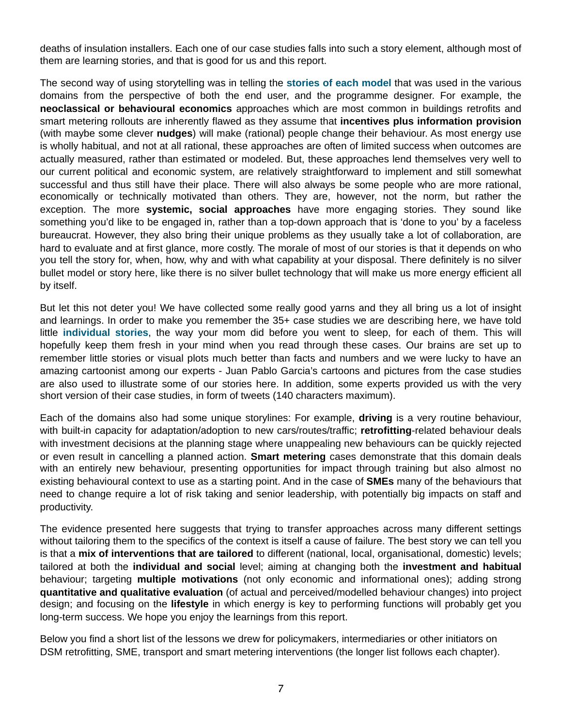deaths of insulation installers. Each one of our case studies falls into such a story element, although most of them are learning stories, and that is good for us and this report.

The second way of using storytelling was in telling the **stories of each model** that was used in the various domains from the perspective of both the end user, and the programme designer. For example, the **neoclassical or behavioural economics** approaches which are most common in buildings retrofits and smart metering rollouts are inherently flawed as they assume that **incentives plus information provision** (with maybe some clever **nudges**) will make (rational) people change their behaviour. As most energy use is wholly habitual, and not at all rational, these approaches are often of limited success when outcomes are actually measured, rather than estimated or modeled. But, these approaches lend themselves very well to our current political and economic system, are relatively straightforward to implement and still somewhat successful and thus still have their place. There will also always be some people who are more rational, economically or technically motivated than others. They are, however, not the norm, but rather the exception. The more **systemic, social approaches** have more engaging stories. They sound like something you'd like to be engaged in, rather than a top-down approach that is 'done to you' by a faceless bureaucrat. However, they also bring their unique problems as they usually take a lot of collaboration, are hard to evaluate and at first glance, more costly. The morale of most of our stories is that it depends on who you tell the story for, when, how, why and with what capability at your disposal. There definitely is no silver bullet model or story here, like there is no silver bullet technology that will make us more energy efficient all by itself.

But let this not deter you! We have collected some really good yarns and they all bring us a lot of insight and learnings. In order to make you remember the 35+ case studies we are describing here, we have told little **individual stories**, the way your mom did before you went to sleep, for each of them. This will hopefully keep them fresh in your mind when you read through these cases. Our brains are set up to remember little stories or visual plots much better than facts and numbers and we were lucky to have an amazing cartoonist among our experts - Juan Pablo Garcia's cartoons and pictures from the case studies are also used to illustrate some of our stories here. In addition, some experts provided us with the very short version of their case studies, in form of tweets (140 characters maximum).

Each of the domains also had some unique storylines: For example, **driving** is a very routine behaviour, with built-in capacity for adaptation/adoption to new cars/routes/traffic; **retrofitting**-related behaviour deals with investment decisions at the planning stage where unappealing new behaviours can be quickly rejected or even result in cancelling a planned action. **Smart metering** cases demonstrate that this domain deals with an entirely new behaviour, presenting opportunities for impact through training but also almost no existing behavioural context to use as a starting point. And in the case of **SMEs** many of the behaviours that need to change require a lot of risk taking and senior leadership, with potentially big impacts on staff and productivity.

The evidence presented here suggests that trying to transfer approaches across many different settings without tailoring them to the specifics of the context is itself a cause of failure. The best story we can tell you is that a **mix of interventions that are tailored** to different (national, local, organisational, domestic) levels; tailored at both the **individual and social** level; aiming at changing both the **investment and habitual** behaviour; targeting **multiple motivations** (not only economic and informational ones); adding strong **quantitative and qualitative evaluation** (of actual and perceived/modelled behaviour changes) into project design; and focusing on the **lifestyle** in which energy is key to performing functions will probably get you long-term success. We hope you enjoy the learnings from this report.

Below you find a short list of the lessons we drew for policymakers, intermediaries or other initiators on DSM retrofitting, SME, transport and smart metering interventions (the longer list follows each chapter).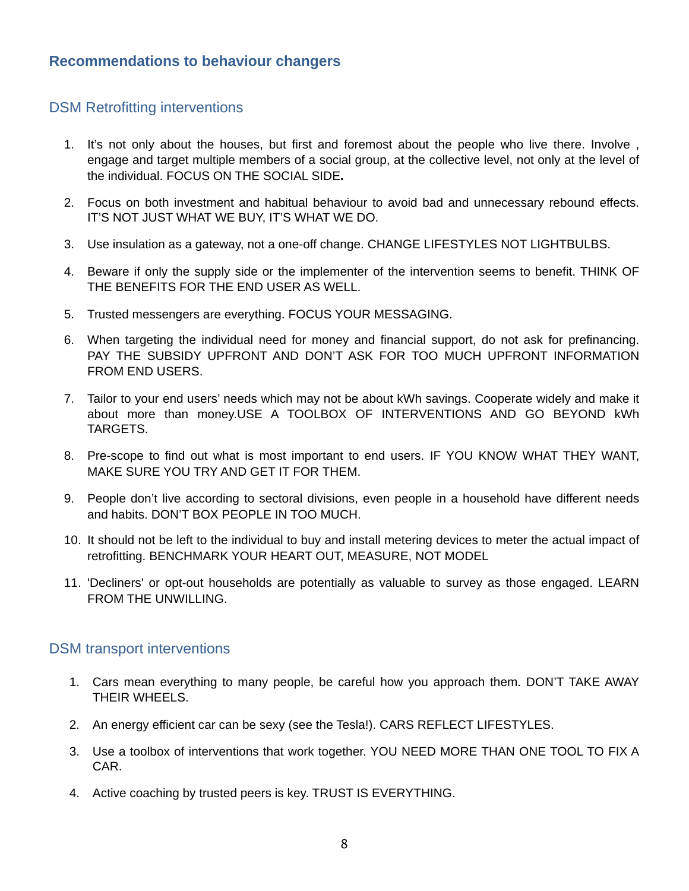## Recommendations to behaviour changers

### DSM Retrofitting interventions

1. It's not only about the houses, but first and foremost about the people who live there. Involve , engage and target multiple members of a social group, at the collective level, not only at the level of the individual. FOCUS ON THE SOCIAL SIDE**.**

2. Focus on both investment and habitual behaviour to avoid bad and unnecessary rebound effects. IT'S NOT JUST WHAT WE BUY, IT'S WHAT WE DO.

3. Use insulation as a gateway, not a one-off change. CHANGE LIFESTYLES NOT LIGHTBULBS.

4. Beware if only the supply side or the implementer of the intervention seems to benefit. THINK OF THE BENEFITS FOR THE END USER AS WELL.

5. Trusted messengers are everything. FOCUS YOUR MESSAGING.

6. When targeting the individual need for money and financial support, do not ask for prefinancing. PAY THE SUBSIDY UPFRONT AND DON'T ASK FOR TOO MUCH UPFRONT INFORMATION FROM END USERS.

7. Tailor to your end users' needs which may not be about kWh savings. Cooperate widely and make it about more than money.USE A TOOLBOX OF INTERVENTIONS AND GO BEYOND kWh TARGETS.

8. Pre-scope to find out what is most important to end users. IF YOU KNOW WHAT THEY WANT, MAKE SURE YOU TRY AND GET IT FOR THEM.

9. People don't live according to sectoral divisions, even people in a household have different needs and habits. DON'T BOX PEOPLE IN TOO MUCH.

10. It should not be left to the individual to buy and install metering devices to meter the actual impact of retrofitting. BENCHMARK YOUR HEART OUT, MEASURE, NOT MODEL

11. 'Decliners' or opt-out households are potentially as valuable to survey as those engaged. LEARN FROM THE UNWILLING.

### DSM transport interventions

1. Cars mean everything to many people, be careful how you approach them. DON'T TAKE AWAY THEIR WHEELS.

2. An energy efficient car can be sexy (see the Tesla!). CARS REFLECT LIFESTYLES.

3. Use a toolbox of interventions that work together. YOU NEED MORE THAN ONE TOOL TO FIX A CAR.

4. Active coaching by trusted peers is key. TRUST IS EVERYTHING.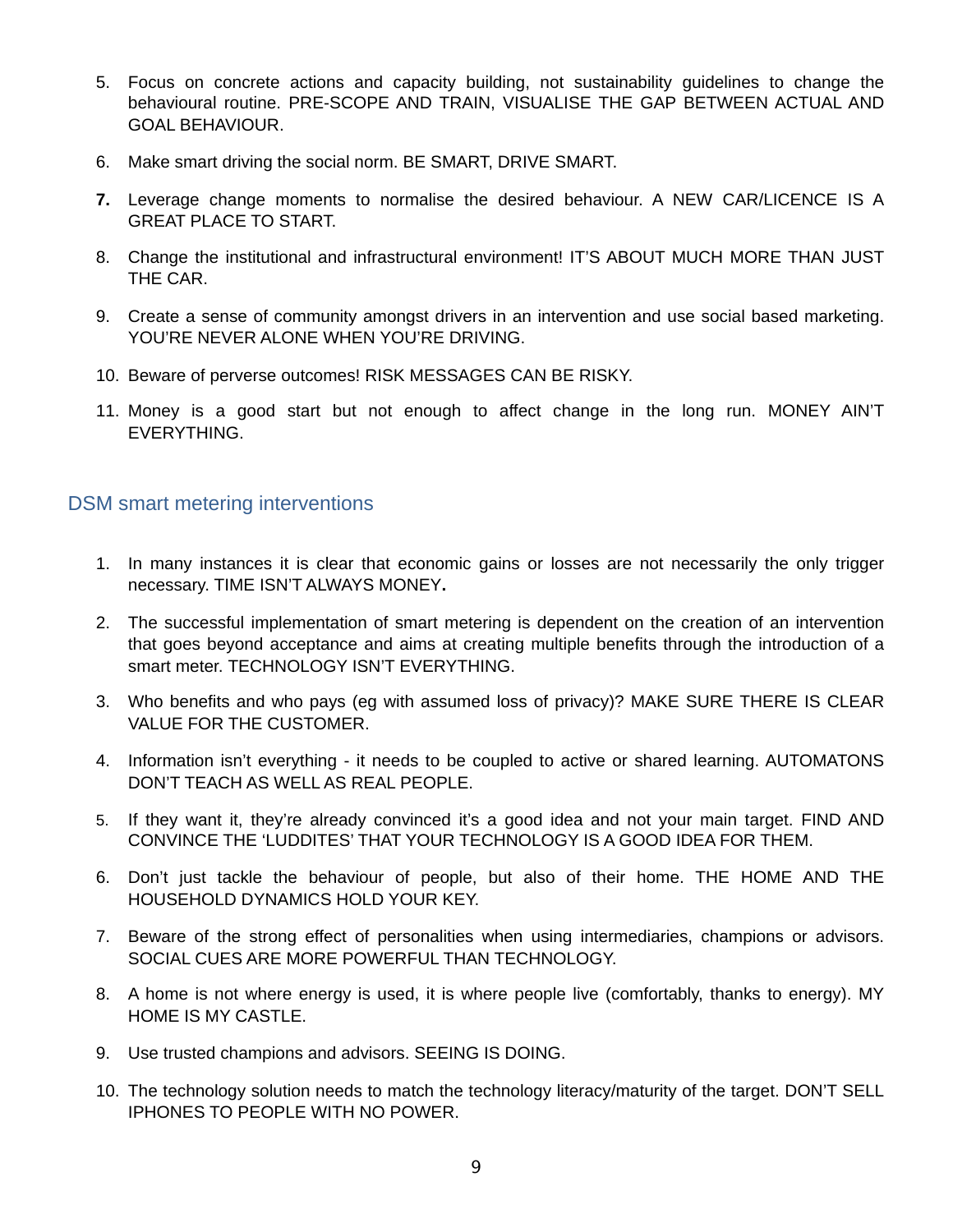5. Focus on concrete actions and capacity building, not sustainability guidelines to change the behavioural routine. PRE-SCOPE AND TRAIN, VISUALISE THE GAP BETWEEN ACTUAL AND GOAL BEHAVIOUR.
6. Make smart driving the social norm. BE SMART, DRIVE SMART.
7. Leverage change moments to normalise the desired behaviour. A NEW CAR/LICENCE IS A GREAT PLACE TO START.
8. Change the institutional and infrastructural environment! IT'S ABOUT MUCH MORE THAN JUST THE CAR.
9. Create a sense of community amongst drivers in an intervention and use social based marketing. YOU'RE NEVER ALONE WHEN YOU'RE DRIVING.
10. Beware of perverse outcomes! RISK MESSAGES CAN BE RISKY.
11. Money is a good start but not enough to affect change in the long run. MONEY AIN'T EVERYTHING.

## DSM smart metering interventions

1. In many instances it is clear that economic gains or losses are not necessarily the only trigger necessary. TIME ISN'T ALWAYS MONEY.
2. The successful implementation of smart metering is dependent on the creation of an intervention that goes beyond acceptance and aims at creating multiple benefits through the introduction of a smart meter. TECHNOLOGY ISN'T EVERYTHING.
3. Who benefits and who pays (eg with assumed loss of privacy)? MAKE SURE THERE IS CLEAR VALUE FOR THE CUSTOMER.
4. Information isn't everything - it needs to be coupled to active or shared learning. AUTOMATONS DON'T TEACH AS WELL AS REAL PEOPLE.
5. If they want it, they're already convinced it's a good idea and not your main target. FIND AND CONVINCE THE 'LUDDITES' THAT YOUR TECHNOLOGY IS A GOOD IDEA FOR THEM.
6. Don't just tackle the behaviour of people, but also of their home. THE HOME AND THE HOUSEHOLD DYNAMICS HOLD YOUR KEY.
7. Beware of the strong effect of personalities when using intermediaries, champions or advisors. SOCIAL CUES ARE MORE POWERFUL THAN TECHNOLOGY.
8. A home is not where energy is used, it is where people live (comfortably, thanks to energy). MY HOME IS MY CASTLE.
9. Use trusted champions and advisors. SEEING IS DOING.
10. The technology solution needs to match the technology literacy/maturity of the target. DON'T SELL IPHONES TO PEOPLE WITH NO POWER.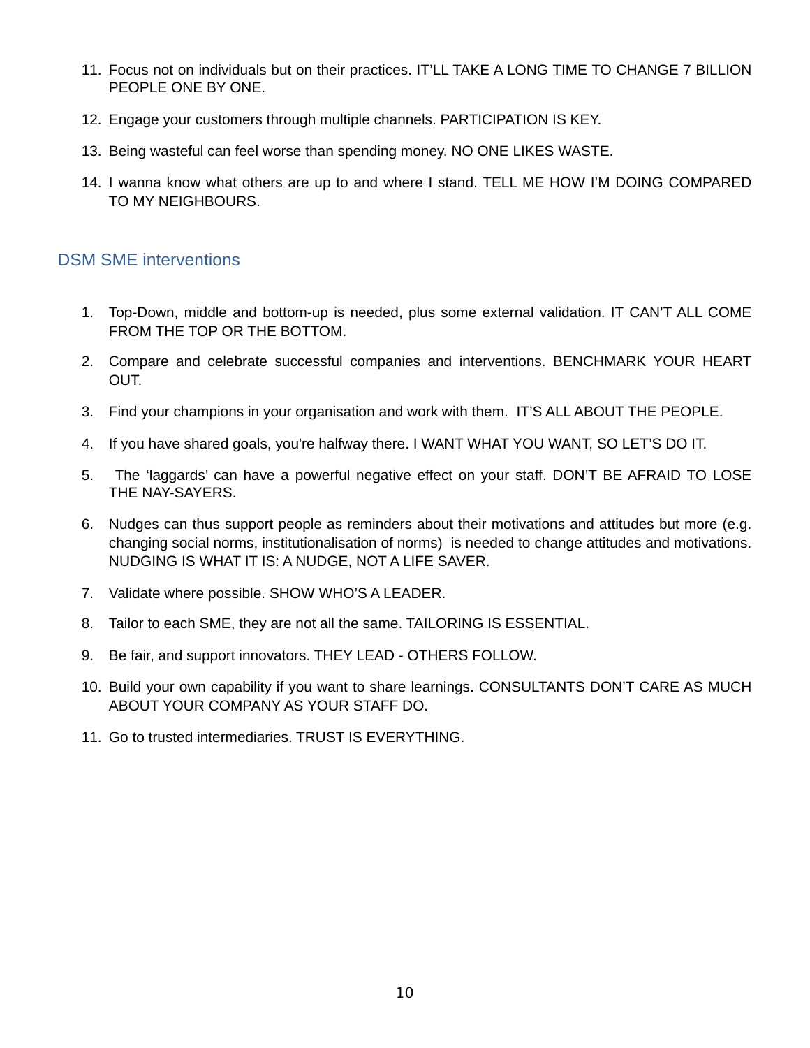11. Focus not on individuals but on their practices. IT'LL TAKE A LONG TIME TO CHANGE 7 BILLION PEOPLE ONE BY ONE.
12. Engage your customers through multiple channels. PARTICIPATION IS KEY.
13. Being wasteful can feel worse than spending money. NO ONE LIKES WASTE.
14. I wanna know what others are up to and where I stand. TELL ME HOW I'M DOING COMPARED TO MY NEIGHBOURS.

## DSM SME interventions

1. Top-Down, middle and bottom-up is needed, plus some external validation. IT CAN'T ALL COME FROM THE TOP OR THE BOTTOM.
2. Compare and celebrate successful companies and interventions. BENCHMARK YOUR HEART OUT.
3. Find your champions in your organisation and work with them. IT'S ALL ABOUT THE PEOPLE.
4. If you have shared goals, you're halfway there. I WANT WHAT YOU WANT, SO LET'S DO IT.
5. The 'laggards' can have a powerful negative effect on your staff. DON'T BE AFRAID TO LOSE THE NAY-SAYERS.
6. Nudges can thus support people as reminders about their motivations and attitudes but more (e.g. changing social norms, institutionalisation of norms) is needed to change attitudes and motivations. NUDGING IS WHAT IT IS: A NUDGE, NOT A LIFE SAVER.
7. Validate where possible. SHOW WHO'S A LEADER.
8. Tailor to each SME, they are not all the same. TAILORING IS ESSENTIAL.
9. Be fair, and support innovators. THEY LEAD - OTHERS FOLLOW.
10. Build your own capability if you want to share learnings. CONSULTANTS DON'T CARE AS MUCH ABOUT YOUR COMPANY AS YOUR STAFF DO.
11. Go to trusted intermediaries. TRUST IS EVERYTHING.